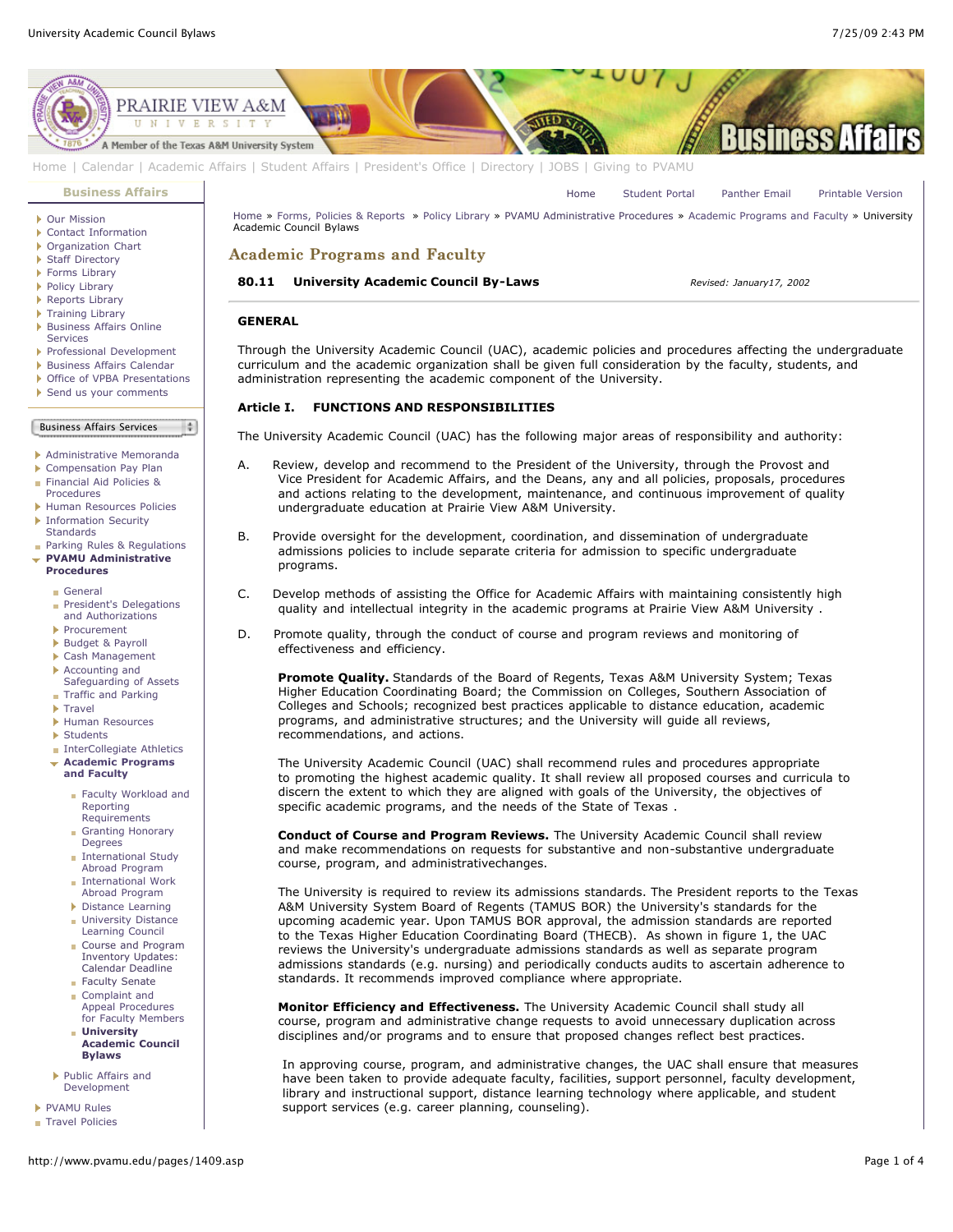# Academic Programs and Faculty

**80.11 University Academic Council By-Laws**

*Revised: January17, 2002*

## GENERAL

Through the University Academic Council (UAC), academic policies and procedures affecting the undergraduate curriculum and the academic organization shall be given full consideration by the faculty, students, and administration representing the academic component of the University.

## Article I. FUNCTIONS AND RESPONSIBILITIES

The University Academic Council (UAC) has the following major areas of responsibility and authority:

A. Review, develop and recommend to the President of the University, through the Provost and Vice President for Academic Affairs, and the Deans, any and all policies, proposals, procedures and actions relating to the development, maintenance, and continuous improvement of quality undergraduate education at Prairie View A&M University.

B. Provide oversight for the development, coordination, and dissemination of undergraduate admissions policies to include separate criteria for admission to specific undergraduate programs.

C. Develop methods of assisting the Office for Academic Affairs with maintaining consistently high quality and intellectual integrity in the academic programs at Prairie View A&M University .

D. Promote quality, through the conduct of course and program reviews and monitoring of effectiveness and efficiency.

**Promote Quality.** Standards of the Board of Regents, Texas A&M University System; Texas Higher Education Coordinating Board; the Commission on Colleges, Southern Association of Colleges and Schools; recognized best practices applicable to distance education, academic programs, and administrative structures; and the University will guide all reviews, recommendations, and actions.

The University Academic Council (UAC) shall recommend rules and procedures appropriate to promoting the highest academic quality. It shall review all proposed courses and curricula to discern the extent to which they are aligned with goals of the University, the objectives of specific academic programs, and the needs of the State of Texas .

**Conduct of Course and Program Reviews.** The University Academic Council shall review and make recommendations on requests for substantive and non-substantive undergraduate course, program, and administrativechanges.

The University is required to review its admissions standards. The President reports to the Texas A&M University System Board of Regents (TAMUS BOR) the University's standards for the upcoming academic year. Upon TAMUS BOR approval, the admission standards are reported to the Texas Higher Education Coordinating Board (THECB). As shown in figure 1, the UAC reviews the University's undergraduate admissions standards as well as separate program admissions standards (e.g. nursing) and periodically conducts audits to ascertain adherence to standards. It recommends improved compliance where appropriate.

**Monitor Efficiency and Effectiveness.** The University Academic Council shall study all course, program and administrative change requests to avoid unnecessary duplication across disciplines and/or programs and to ensure that proposed changes reflect best practices.

In approving course, program, and administrative changes, the UAC shall ensure that measures have been taken to provide adequate faculty, facilities, support personnel, faculty development, library and instructional support, distance learning technology where applicable, and student support services (e.g. career planning, counseling).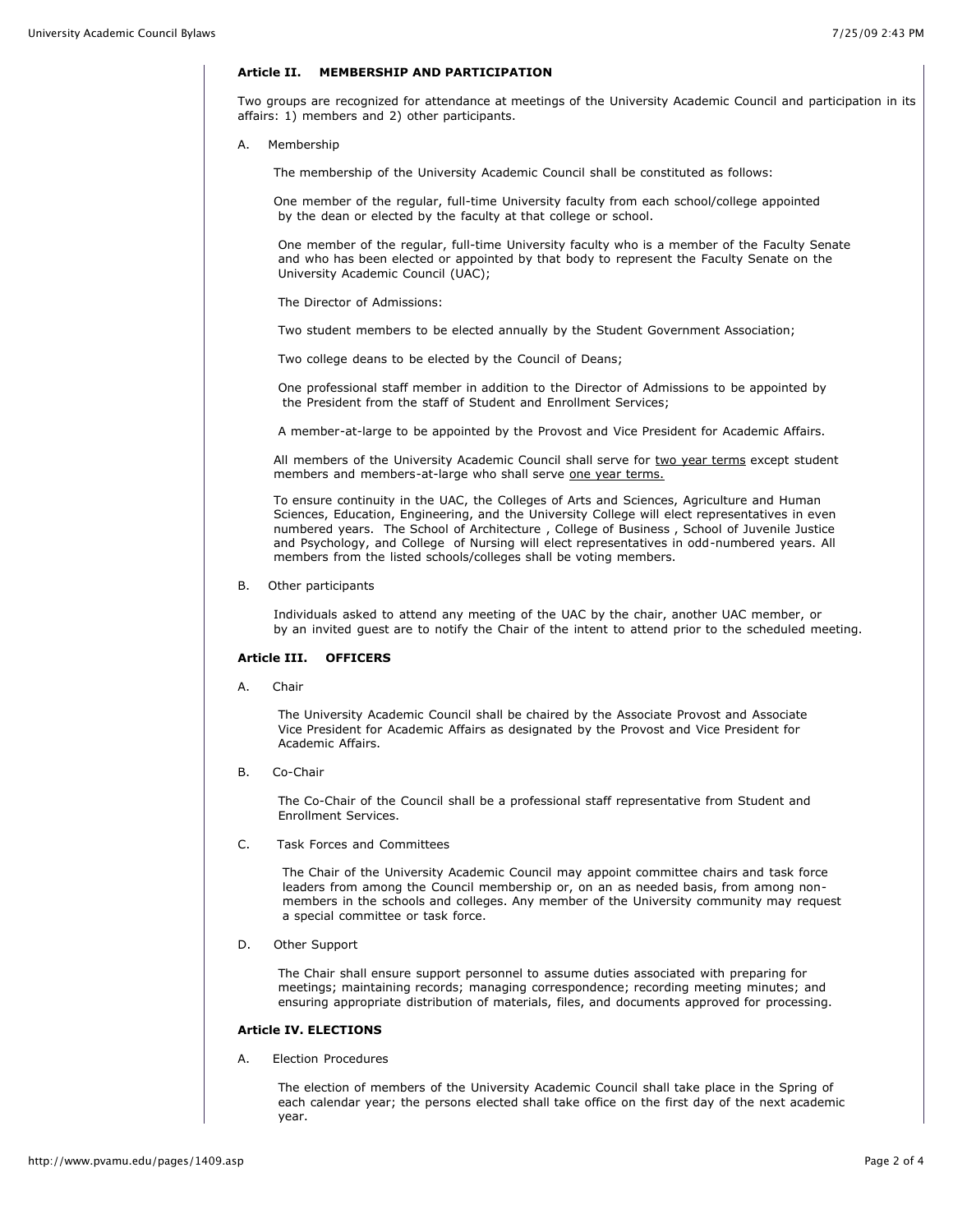**Article II. MEMBERSHIP AND PARTICIPATION**

Two groups are recognized for attendance at meetings of the University Academic Council and participation in its affairs: 1) members and 2) other participants.

A. Membership

The membership of the University Academic Council shall be constituted as follows:

One member of the regular, full-time University faculty from each school/college appointed by the dean or elected by the faculty at that college or school.

One member of the regular, full-time University faculty who is a member of the Faculty Senate and who has been elected or appointed by that body to represent the Faculty Senate on the University Academic Council (UAC);

The Director of Admissions:

Two student members to be elected annually by the Student Government Association;

Two college deans to be elected by the Council of Deans;

One professional staff member in addition to the Director of Admissions to be appointed by the President from the staff of Student and Enrollment Services;

A member-at-large to be appointed by the Provost and Vice President for Academic Affairs.

All members of the University Academic Council shall serve for two year terms except student members and members-at-large who shall serve one year terms.

To ensure continuity in the UAC, the Colleges of Arts and Sciences, Agriculture and Human Sciences, Education, Engineering, and the University College will elect representatives in even numbered years. The School of Architecture , College of Business , School of Juvenile Justice and Psychology, and College of Nursing will elect representatives in odd-numbered years. All members from the listed schools/colleges shall be voting members.

B. Other participants

Individuals asked to attend any meeting of the UAC by the chair, another UAC member, or by an invited guest are to notify the Chair of the intent to attend prior to the scheduled meeting.

**Article III. OFFICERS**

A. Chair

The University Academic Council shall be chaired by the Associate Provost and Associate Vice President for Academic Affairs as designated by the Provost and Vice President for Academic Affairs.

B. Co-Chair

The Co-Chair of the Council shall be a professional staff representative from Student and Enrollment Services.

C. Task Forces and Committees

The Chair of the University Academic Council may appoint committee chairs and task force leaders from among the Council membership or, on an as needed basis, from among non-members in the schools and colleges. Any member of the University community may request a special committee or task force.

D. Other Support

The Chair shall ensure support personnel to assume duties associated with preparing for meetings; maintaining records; managing correspondence; recording meeting minutes; and ensuring appropriate distribution of materials, files, and documents approved for processing.

**Article IV. ELECTIONS**

A. Election Procedures

The election of members of the University Academic Council shall take place in the Spring of each calendar year; the persons elected shall take office on the first day of the next academic year.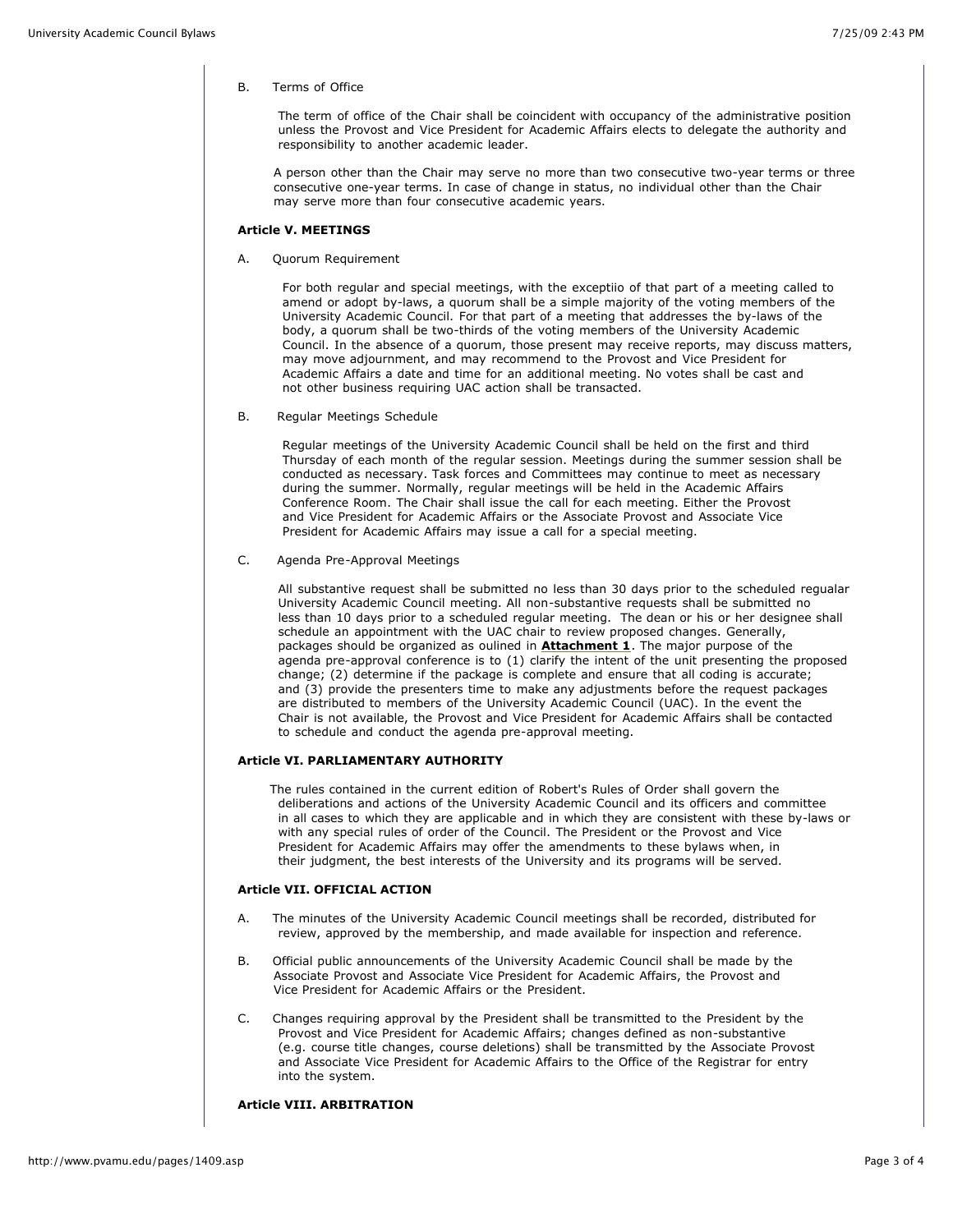B. Terms of Office

The term of office of the Chair shall be coincident with occupancy of the administrative position unless the Provost and Vice President for Academic Affairs elects to delegate the authority and responsibility to another academic leader.

A person other than the Chair may serve no more than two consecutive two-year terms or three consecutive one-year terms. In case of change in status, no individual other than the Chair may serve more than four consecutive academic years.

**Article V. MEETINGS**

A. Quorum Requirement

For both regular and special meetings, with the exceptiio of that part of a meeting called to amend or adopt by-laws, a quorum shall be a simple majority of the voting members of the University Academic Council. For that part of a meeting that addresses the by-laws of the body, a quorum shall be two-thirds of the voting members of the University Academic Council. In the absence of a quorum, those present may receive reports, may discuss matters, may move adjournment, and may recommend to the Provost and Vice President for Academic Affairs a date and time for an additional meeting. No votes shall be cast and not other business requiring UAC action shall be transacted.

B. Regular Meetings Schedule

Regular meetings of the University Academic Council shall be held on the first and third Thursday of each month of the regular session. Meetings during the summer session shall be conducted as necessary. Task forces and Committees may continue to meet as necessary during the summer. Normally, regular meetings will be held in the Academic Affairs Conference Room. The Chair shall issue the call for each meeting. Either the Provost and Vice President for Academic Affairs or the Associate Provost and Associate Vice President for Academic Affairs may issue a call for a special meeting.

C. Agenda Pre-Approval Meetings

All substantive request shall be submitted no less than 30 days prior to the scheduled regualar University Academic Council meeting. All non-substantive requests shall be submitted no less than 10 days prior to a scheduled regular meeting. The dean or his or her designee shall schedule an appointment with the UAC chair to review proposed changes. Generally, packages should be organized as oulined in **Attachment 1**. The major purpose of the agenda pre-approval conference is to (1) clarify the intent of the unit presenting the proposed change; (2) determine if the package is complete and ensure that all coding is accurate; and (3) provide the presenters time to make any adjustments before the request packages are distributed to members of the University Academic Council (UAC). In the event the Chair is not available, the Provost and Vice President for Academic Affairs shall be contacted to schedule and conduct the agenda pre-approval meeting.

**Article VI. PARLIAMENTARY AUTHORITY**

The rules contained in the current edition of Robert's Rules of Order shall govern the deliberations and actions of the University Academic Council and its officers and committee in all cases to which they are applicable and in which they are consistent with these by-laws or with any special rules of order of the Council. The President or the Provost and Vice President for Academic Affairs may offer the amendments to these bylaws when, in their judgment, the best interests of the University and its programs will be served.

**Article VII. OFFICIAL ACTION**

A. The minutes of the University Academic Council meetings shall be recorded, distributed for review, approved by the membership, and made available for inspection and reference.

B. Official public announcements of the University Academic Council shall be made by the Associate Provost and Associate Vice President for Academic Affairs, the Provost and Vice President for Academic Affairs or the President.

C. Changes requiring approval by the President shall be transmitted to the President by the Provost and Vice President for Academic Affairs; changes defined as non-substantive (e.g. course title changes, course deletions) shall be transmitted by the Associate Provost and Associate Vice President for Academic Affairs to the Office of the Registrar for entry into the system.

**Article VIII. ARBITRATION**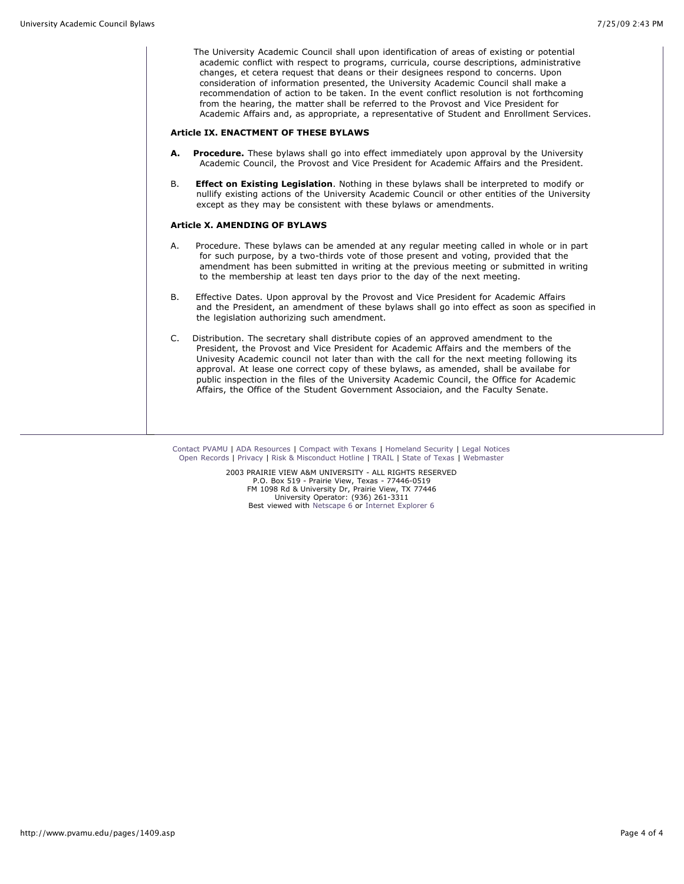The University Academic Council shall upon identification of areas of existing or potential academic conflict with respect to programs, curricula, course descriptions, administrative changes, et cetera request that deans or their designees respond to concerns. Upon consideration of information presented, the University Academic Council shall make a recommendation of action to be taken. In the event conflict resolution is not forthcoming from the hearing, the matter shall be referred to the Provost and Vice President for Academic Affairs and, as appropriate, a representative of Student and Enrollment Services.

**Article IX. ENACTMENT OF THESE BYLAWS**

**A. Procedure.** These bylaws shall go into effect immediately upon approval by the University Academic Council, the Provost and Vice President for Academic Affairs and the President.

B. **Effect on Existing Legislation**. Nothing in these bylaws shall be interpreted to modify or nullify existing actions of the University Academic Council or other entities of the University except as they may be consistent with these bylaws or amendments.

**Article X. AMENDING OF BYLAWS**

A. Procedure. These bylaws can be amended at any regular meeting called in whole or in part for such purpose, by a two-thirds vote of those present and voting, provided that the amendment has been submitted in writing at the previous meeting or submitted in writing to the membership at least ten days prior to the day of the next meeting.

B. Effective Dates. Upon approval by the Provost and Vice President for Academic Affairs and the President, an amendment of these bylaws shall go into effect as soon as specified in the legislation authorizing such amendment.

C. Distribution. The secretary shall distribute copies of an approved amendment to the President, the Provost and Vice President for Academic Affairs and the members of the Univesity Academic council not later than with the call for the next meeting following its approval. At lease one correct copy of these bylaws, as amended, shall be availabe for public inspection in the files of the University Academic Council, the Office for Academic Affairs, the Office of the Student Government Associaion, and the Faculty Senate.

Contact PVAMU | ADA Resources | Compact with Texans | Homeland Security | Legal Notices
Open Records | Privacy | Risk & Misconduct Hotline | TRAIL | State of Texas | Webmaster

2003 PRAIRIE VIEW A&M UNIVERSITY - ALL RIGHTS RESERVED
P.O. Box 519 - Prairie View, Texas - 77446-0519
FM 1098 Rd & University Dr, Prairie View, TX 77446
University Operator: (936) 261-3311
Best viewed with Netscape 6 or Internet Explorer 6